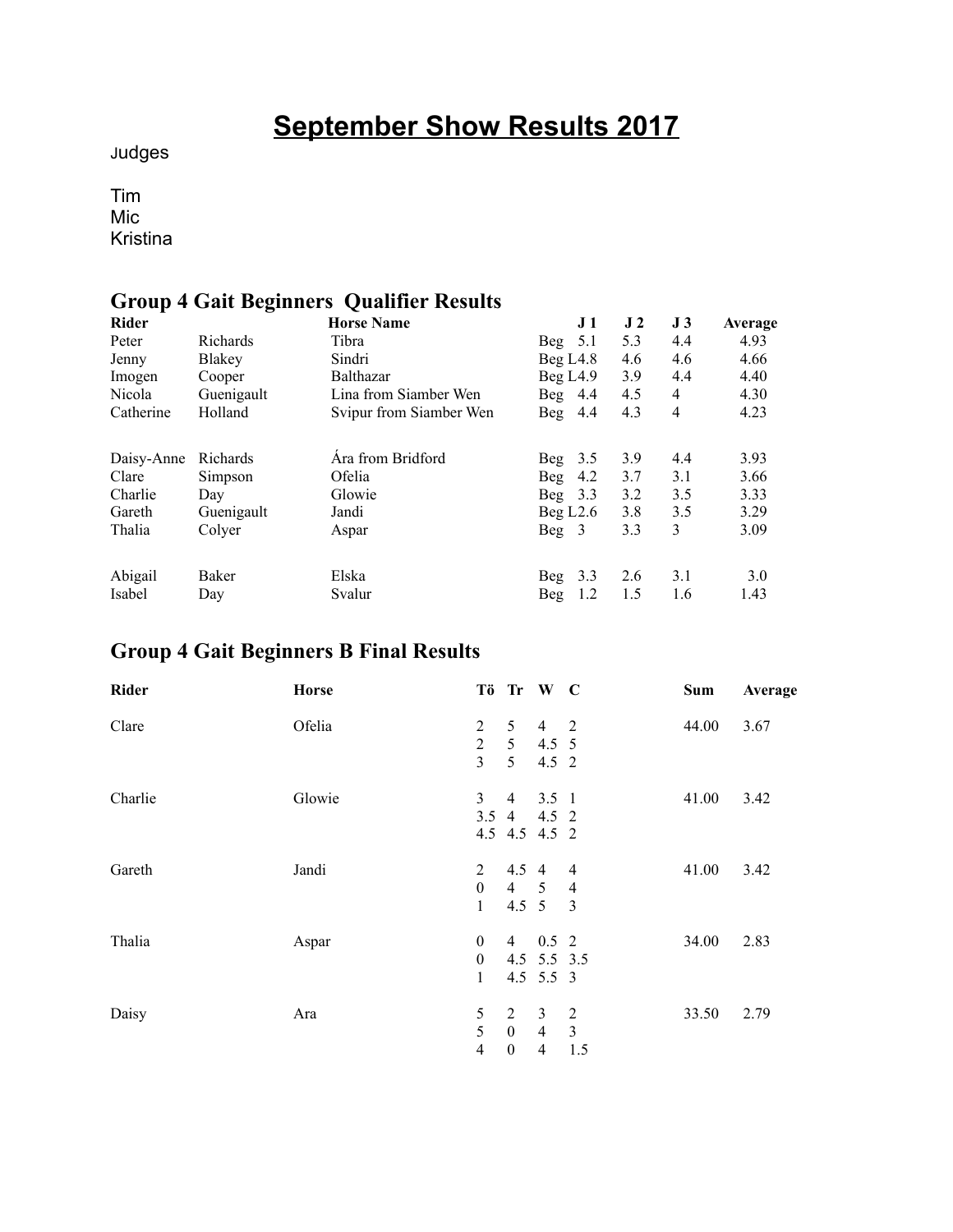# September Show Results 2017

Judges

Tim
Mic
Kristina

## Group 4 Gait Beginners Qualifier Results

| Rider | | Horse Name | | J 1 | J 2 | J 3 | Average |
|---|---|---|---|---|---|---|---|
| Peter | Richards | Tibra | Beg | 5.1 | 5.3 | 4.4 | 4.93 |
| Jenny | Blakey | Sindri | Beg L | 4.8 | 4.6 | 4.6 | 4.66 |
| Imogen | Cooper | Balthazar | Beg L | 4.9 | 3.9 | 4.4 | 4.40 |
| Nicola | Guenigault | Lina from Siamber Wen | Beg | 4.4 | 4.5 | 4 | 4.30 |
| Catherine | Holland | Svipur from Siamber Wen | Beg | 4.4 | 4.3 | 4 | 4.23 |
| | | | | | | | |
| Daisy-Anne | Richards | Ára from Bridford | Beg | 3.5 | 3.9 | 4.4 | 3.93 |
| Clare | Simpson | Ofelia | Beg | 4.2 | 3.7 | 3.1 | 3.66 |
| Charlie | Day | Glowie | Beg | 3.3 | 3.2 | 3.5 | 3.33 |
| Gareth | Guenigault | Jandi | Beg L | 2.6 | 3.8 | 3.5 | 3.29 |
| Thalia | Colyer | Aspar | Beg | 3 | 3.3 | 3 | 3.09 |
| | | | | | | | |
| Abigail | Baker | Elska | Beg | 3.3 | 2.6 | 3.1 | 3.0 |
| Isabel | Day | Svalur | Beg | 1.2 | 1.5 | 1.6 | 1.43 |

## Group 4 Gait Beginners B Final Results

| Rider | Horse | Tö | Tr | W | C | Sum | Average |
|---|---|---|---|---|---|---|---|
| Clare | Ofelia | 2 | 5 | 4 | 2 | 44.00 | 3.67 |
| | | 2 | 5 | 4.5 | 5 | | |
| | | 3 | 5 | 4.5 | 2 | | |
| Charlie | Glowie | 3 | 4 | 3.5 | 1 | 41.00 | 3.42 |
| | | 3.5 | 4 | 4.5 | 2 | | |
| | | 4.5 | 4.5 | 4.5 | 2 | | |
| Gareth | Jandi | 2 | 4.5 | 4 | 4 | 41.00 | 3.42 |
| | | 0 | 4 | 5 | 4 | | |
| | | 1 | 4.5 | 5 | 3 | | |
| Thalia | Aspar | 0 | 4 | 0.5 | 2 | 34.00 | 2.83 |
| | | 0 | 4.5 | 5.5 | 3.5 | | |
| | | 1 | 4.5 | 5.5 | 3 | | |
| Daisy | Ara | 5 | 2 | 3 | 2 | 33.50 | 2.79 |
| | | 5 | 0 | 4 | 3 | | |
| | | 4 | 0 | 4 | 1.5 | | |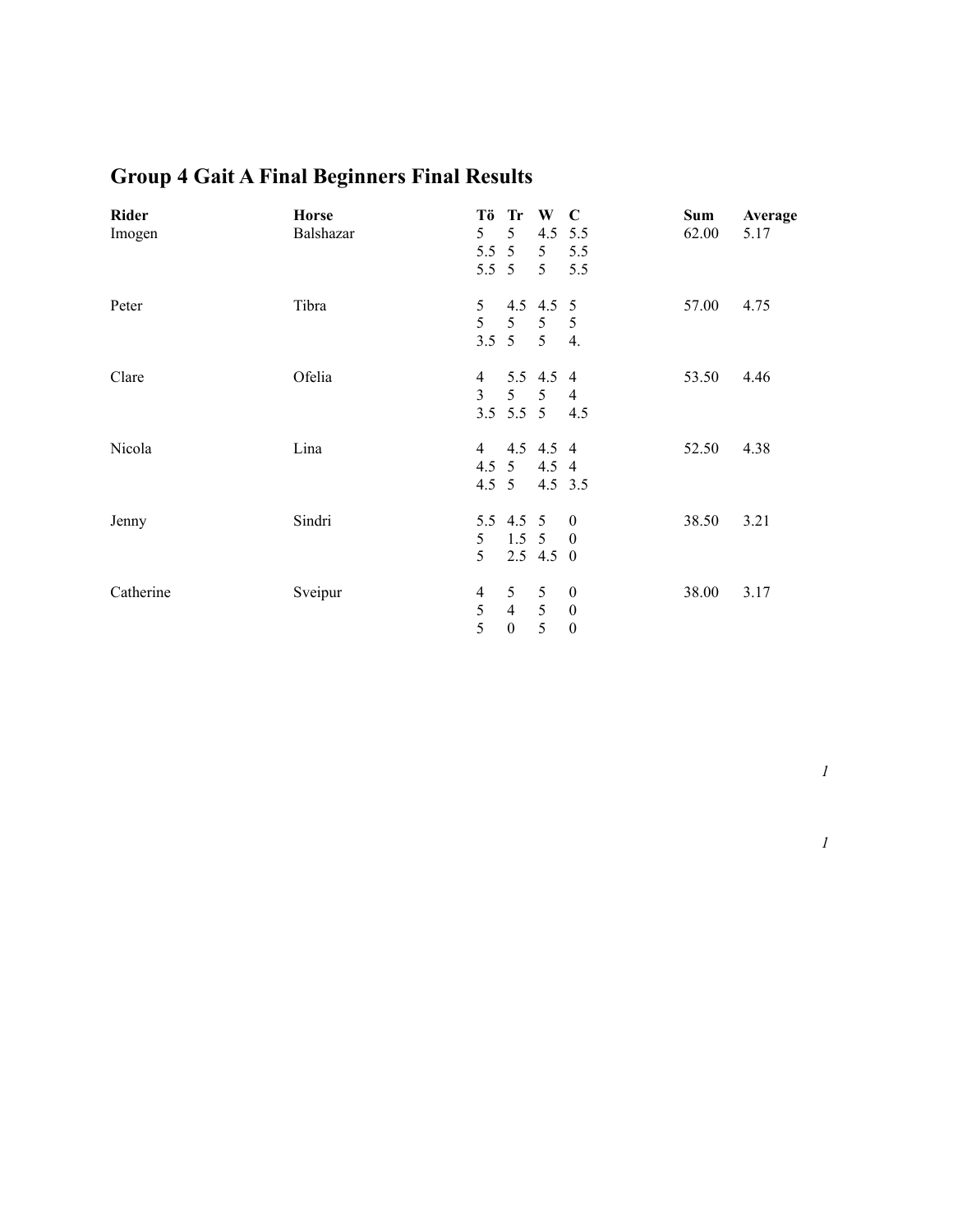# Group 4 Gait A Final Beginners Final Results

| Rider | Horse | Tö | Tr | W | C | Sum | Average |
|---|---|---|---|---|---|---|---|
| Imogen | Balshazar | 5 | 5 | 4.5 | 5.5 | 62.00 | 5.17 |
| | | 5.5 | 5 | 5 | 5.5 | | |
| | | 5.5 | 5 | 5 | 5.5 | | |
| Peter | Tibra | 5 | 4.5 | 4.5 | 5 | 57.00 | 4.75 |
| | | 5 | 5 | 5 | 5 | | |
| | | 3.5 | 5 | 5 | 4. | | |
| Clare | Ofelia | 4 | 5.5 | 4.5 | 4 | 53.50 | 4.46 |
| | | 3 | 5 | 5 | 4 | | |
| | | 3.5 | 5.5 | 5 | 4.5 | | |
| Nicola | Lina | 4 | 4.5 | 4.5 | 4 | 52.50 | 4.38 |
| | | 4.5 | 5 | 4.5 | 4 | | |
| | | 4.5 | 5 | 4.5 | 3.5 | | |
| Jenny | Sindri | 5.5 | 4.5 | 5 | 0 | 38.50 | 3.21 |
| | | 5 | 1.5 | 5 | 0 | | |
| | | 5 | 2.5 | 4.5 | 0 | | |
| Catherine | Sveipur | 4 | 5 | 5 | 0 | 38.00 | 3.17 |
| | | 5 | 4 | 5 | 0 | | |
| | | 5 | 0 | 5 | 0 | | |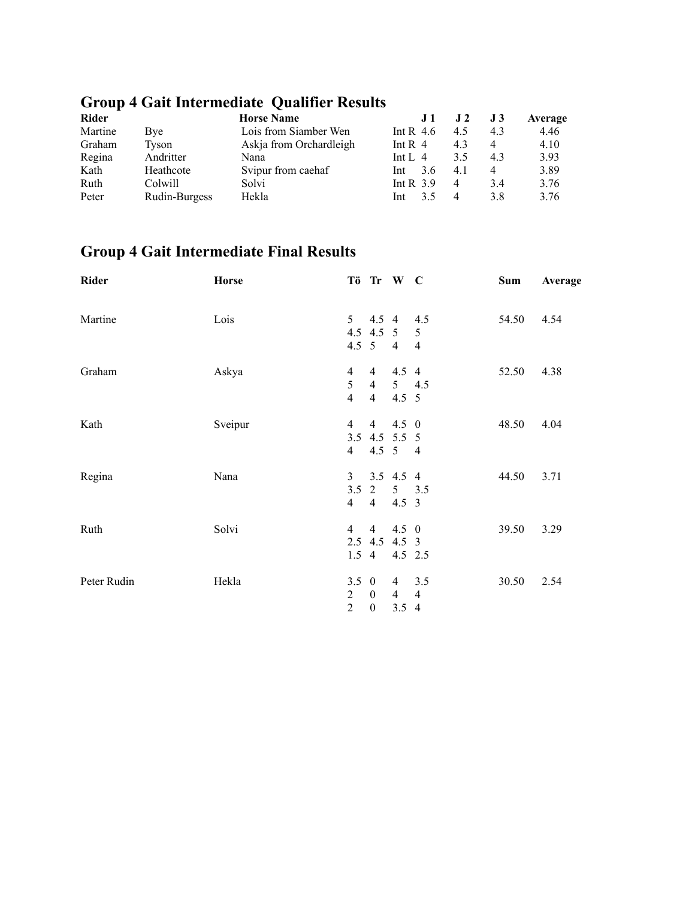## Group 4 Gait Intermediate Qualifier Results

| Rider | | Horse Name | | J 1 | J 2 | J 3 | Average |
|---|---|---|---|---|---|---|---|
| Martine | Bye | Lois from Siamber Wen | Int R | 4.6 | 4.5 | 4.3 | 4.46 |
| Graham | Tyson | Askja from Orchardleigh | Int R | 4 | 4.3 | 4 | 4.10 |
| Regina | Andritter | Nana | Int L | 4 | 3.5 | 4.3 | 3.93 |
| Kath | Heathcote | Svipur from caehaf | Int | 3.6 | 4.1 | 4 | 3.89 |
| Ruth | Colwill | Solvi | Int R | 3.9 | 4 | 3.4 | 3.76 |
| Peter | Rudin-Burgess | Hekla | Int | 3.5 | 4 | 3.8 | 3.76 |

## Group 4 Gait Intermediate Final Results

| Rider | Horse | Tö | Tr | W | C | Sum | Average |
|---|---|---|---|---|---|---|---|
| Martine | Lois | 5 | 4.5 | 4 | 4.5 | 54.50 | 4.54 |
| | | 4.5 | 4.5 | 5 | 5 | | |
| | | 4.5 | 5 | 4 | 4 | | |
| Graham | Askya | 4 | 4 | 4.5 | 4 | 52.50 | 4.38 |
| | | 5 | 4 | 5 | 4.5 | | |
| | | 4 | 4 | 4.5 | 5 | | |
| Kath | Sveipur | 4 | 4 | 4.5 | 0 | 48.50 | 4.04 |
| | | 3.5 | 4.5 | 5.5 | 5 | | |
| | | 4 | 4.5 | 5 | 4 | | |
| Regina | Nana | 3 | 3.5 | 4.5 | 4 | 44.50 | 3.71 |
| | | 3.5 | 2 | 5 | 3.5 | | |
| | | 4 | 4 | 4.5 | 3 | | |
| Ruth | Solvi | 4 | 4 | 4.5 | 0 | 39.50 | 3.29 |
| | | 2.5 | 4.5 | 4.5 | 3 | | |
| | | 1.5 | 4 | 4.5 | 2.5 | | |
| Peter Rudin | Hekla | 3.5 | 0 | 4 | 3.5 | 30.50 | 2.54 |
| | | 2 | 0 | 4 | 4 | | |
| | | 2 | 0 | 3.5 | 4 | | |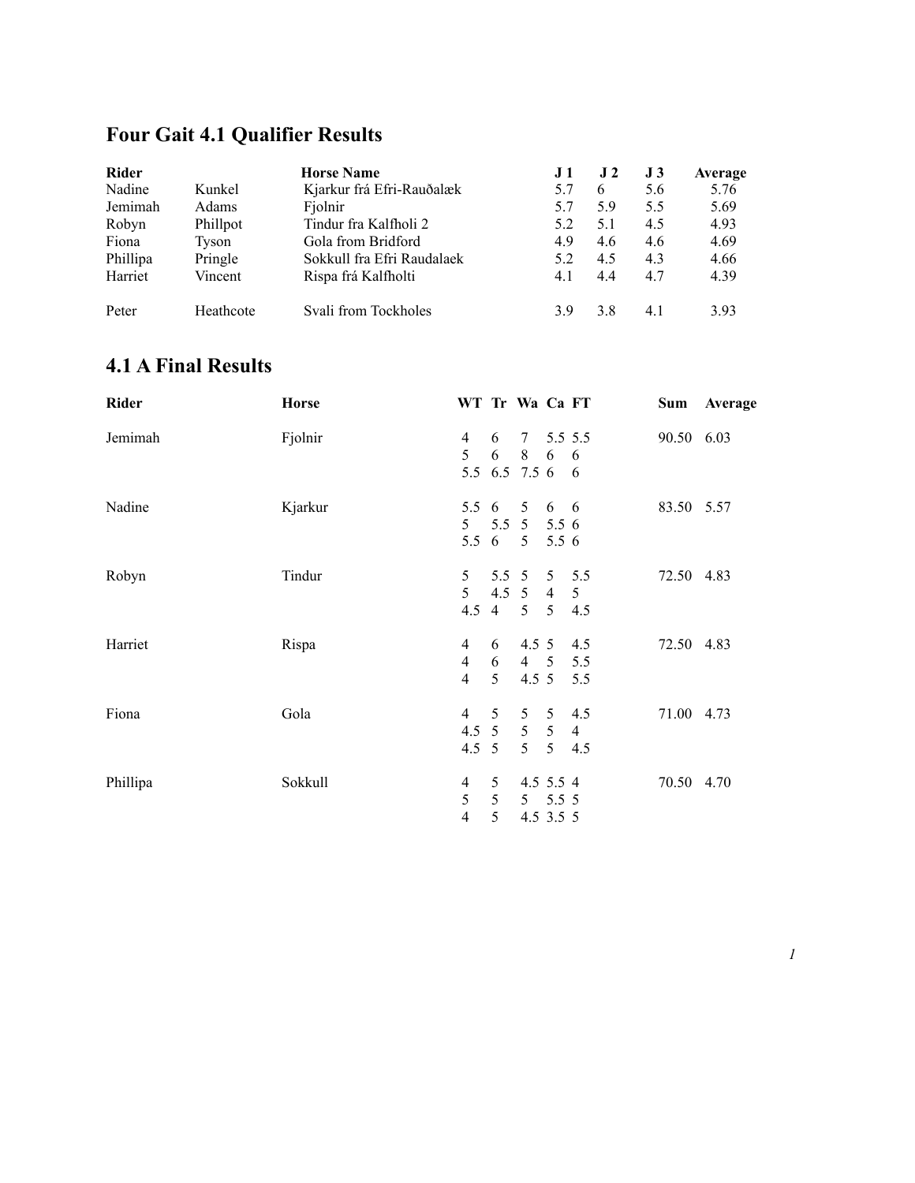## Four Gait 4.1 Qualifier Results

| Rider | | Horse Name | J 1 | J 2 | J 3 | Average |
|---|---|---|---|---|---|---|
| Nadine | Kunkel | Kjarkur frá Efri-Rauðalæk | 5.7 | 6 | 5.6 | 5.76 |
| Jemimah | Adams | Fjolnir | 5.7 | 5.9 | 5.5 | 5.69 |
| Robyn | Phillpot | Tindur fra Kalfholi 2 | 5.2 | 5.1 | 4.5 | 4.93 |
| Fiona | Tyson | Gola from Bridford | 4.9 | 4.6 | 4.6 | 4.69 |
| Phillipa | Pringle | Sokkull fra Efri Raudalaek | 5.2 | 4.5 | 4.3 | 4.66 |
| Harriet | Vincent | Rispa frá Kalfholti | 4.1 | 4.4 | 4.7 | 4.39 |
| Peter | Heathcote | Svali from Tockholes | 3.9 | 3.8 | 4.1 | 3.93 |

## 4.1 A Final Results

| Rider | Horse | WT | Tr | Wa | Ca | FT | Sum | Average |
|---|---|---|---|---|---|---|---|---|
| Jemimah | Fjolnir | 4 | 6 | 7 | 5.5 | 5.5 | 90.50 | 6.03 |
| | | 5 | 6 | 8 | 6 | 6 | | |
| | | 5.5 | 6.5 | 7.5 | 6 | 6 | | |
| Nadine | Kjarkur | 5.5 | 6 | 5 | 6 | 6 | 83.50 | 5.57 |
| | | 5 | 5.5 | 5 | 5.5 | 6 | | |
| | | 5.5 | 6 | 5 | 5.5 | 6 | | |
| Robyn | Tindur | 5 | 5.5 | 5 | 5 | 5.5 | 72.50 | 4.83 |
| | | 5 | 4.5 | 5 | 4 | 5 | | |
| | | 4.5 | 4 | 5 | 5 | 4.5 | | |
| Harriet | Rispa | 4 | 6 | 4.5 | 5 | 4.5 | 72.50 | 4.83 |
| | | 4 | 6 | 4 | 5 | 5.5 | | |
| | | 4 | 5 | 4.5 | 5 | 5.5 | | |
| Fiona | Gola | 4 | 5 | 5 | 5 | 4.5 | 71.00 | 4.73 |
| | | 4.5 | 5 | 5 | 5 | 4 | | |
| | | 4.5 | 5 | 5 | 5 | 4.5 | | |
| Phillipa | Sokkull | 4 | 5 | 4.5 | 5.5 | 4 | 70.50 | 4.70 |
| | | 5 | 5 | 5 | 5.5 | 5 | | |
| | | 4 | 5 | 4.5 | 3.5 | 5 | | |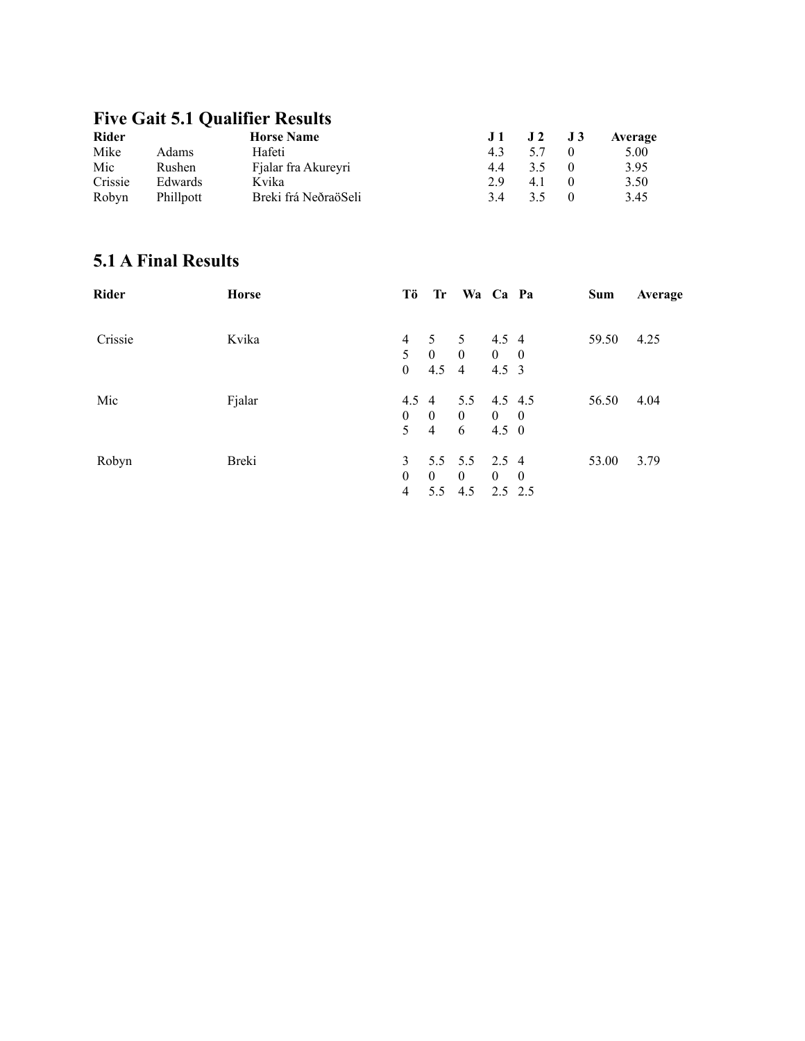## Five Gait 5.1 Qualifier Results

| Rider | | Horse Name | J 1 | J 2 | J 3 | Average |
|---|---|---|---|---|---|---|
| Mike | Adams | Hafeti | 4.3 | 5.7 | 0 | 5.00 |
| Mic | Rushen | Fjalar fra Akureyri | 4.4 | 3.5 | 0 | 3.95 |
| Crissie | Edwards | Kvika | 2.9 | 4.1 | 0 | 3.50 |
| Robyn | Phillpott | Breki frá NeðraöSeli | 3.4 | 3.5 | 0 | 3.45 |

## 5.1 A Final Results

| Rider | Horse | Tö | Tr | Wa | Ca | Pa | Sum | Average |
|---|---|---|---|---|---|---|---|---|
| Crissie | Kvika | 4 | 5 | 5 | 4.5 | 4 | 59.50 | 4.25 |
| | | 5 | 0 | 0 | 0 | 0 | | |
| | | 0 | 4.5 | 4 | 4.5 | 3 | | |
| Mic | Fjalar | 4.5 | 4 | 5.5 | 4.5 | 4.5 | 56.50 | 4.04 |
| | | 0 | 0 | 0 | 0 | 0 | | |
| | | 5 | 4 | 6 | 4.5 | 0 | | |
| Robyn | Breki | 3 | 5.5 | 5.5 | 2.5 | 4 | 53.00 | 3.79 |
| | | 0 | 0 | 0 | 0 | 0 | | |
| | | 4 | 5.5 | 4.5 | 2.5 | 2.5 | | |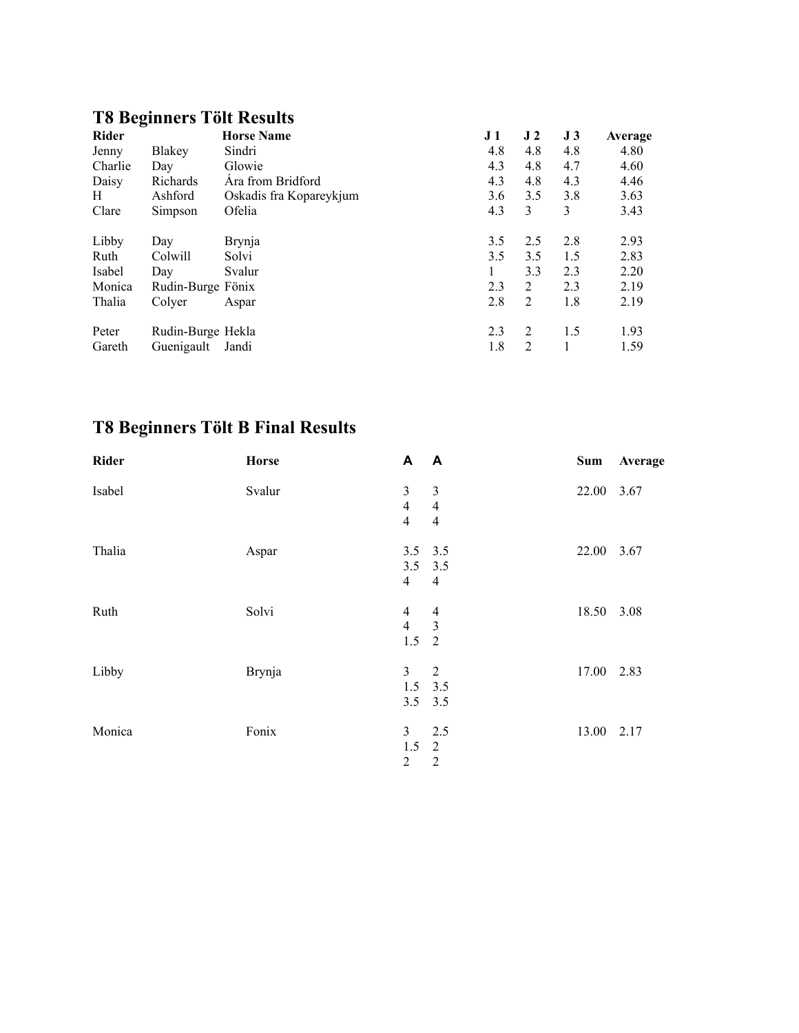## T8 Beginners Tölt Results

| Rider | | Horse Name | J 1 | J 2 | J 3 | Average |
|---|---|---|---|---|---|---|
| Jenny | Blakey | Sindri | 4.8 | 4.8 | 4.8 | 4.80 |
| Charlie | Day | Glowie | 4.3 | 4.8 | 4.7 | 4.60 |
| Daisy | Richards | Ára from Bridford | 4.3 | 4.8 | 4.3 | 4.46 |
| H | Ashford | Oskadis fra Kopareykjum | 3.6 | 3.5 | 3.8 | 3.63 |
| Clare | Simpson | Ofelia | 4.3 | 3 | 3 | 3.43 |
| | | | | | | |
| Libby | Day | Brynja | 3.5 | 2.5 | 2.8 | 2.93 |
| Ruth | Colwill | Solvi | 3.5 | 3.5 | 1.5 | 2.83 |
| Isabel | Day | Svalur | 1 | 3.3 | 2.3 | 2.20 |
| Monica | Rudin-Burge | Fönix | 2.3 | 2 | 2.3 | 2.19 |
| Thalia | Colyer | Aspar | 2.8 | 2 | 1.8 | 2.19 |
| | | | | | | |
| Peter | Rudin-Burge | Hekla | 2.3 | 2 | 1.5 | 1.93 |
| Gareth | Guenigault | Jandi | 1.8 | 2 | 1 | 1.59 |

## T8 Beginners Tölt B Final Results

| Rider | Horse | A | A | Sum | Average |
|---|---|---|---|---|---|
| Isabel | Svalur | 3 | 3 | 22.00 | 3.67 |
| | | 4 | 4 | | |
| | | 4 | 4 | | |
| Thalia | Aspar | 3.5 | 3.5 | 22.00 | 3.67 |
| | | 3.5 | 3.5 | | |
| | | 4 | 4 | | |
| Ruth | Solvi | 4 | 4 | 18.50 | 3.08 |
| | | 4 | 3 | | |
| | | 1.5 | 2 | | |
| Libby | Brynja | 3 | 2 | 17.00 | 2.83 |
| | | 1.5 | 3.5 | | |
| | | 3.5 | 3.5 | | |
| Monica | Fonix | 3 | 2.5 | 13.00 | 2.17 |
| | | 1.5 | 2 | | |
| | | 2 | 2 | | |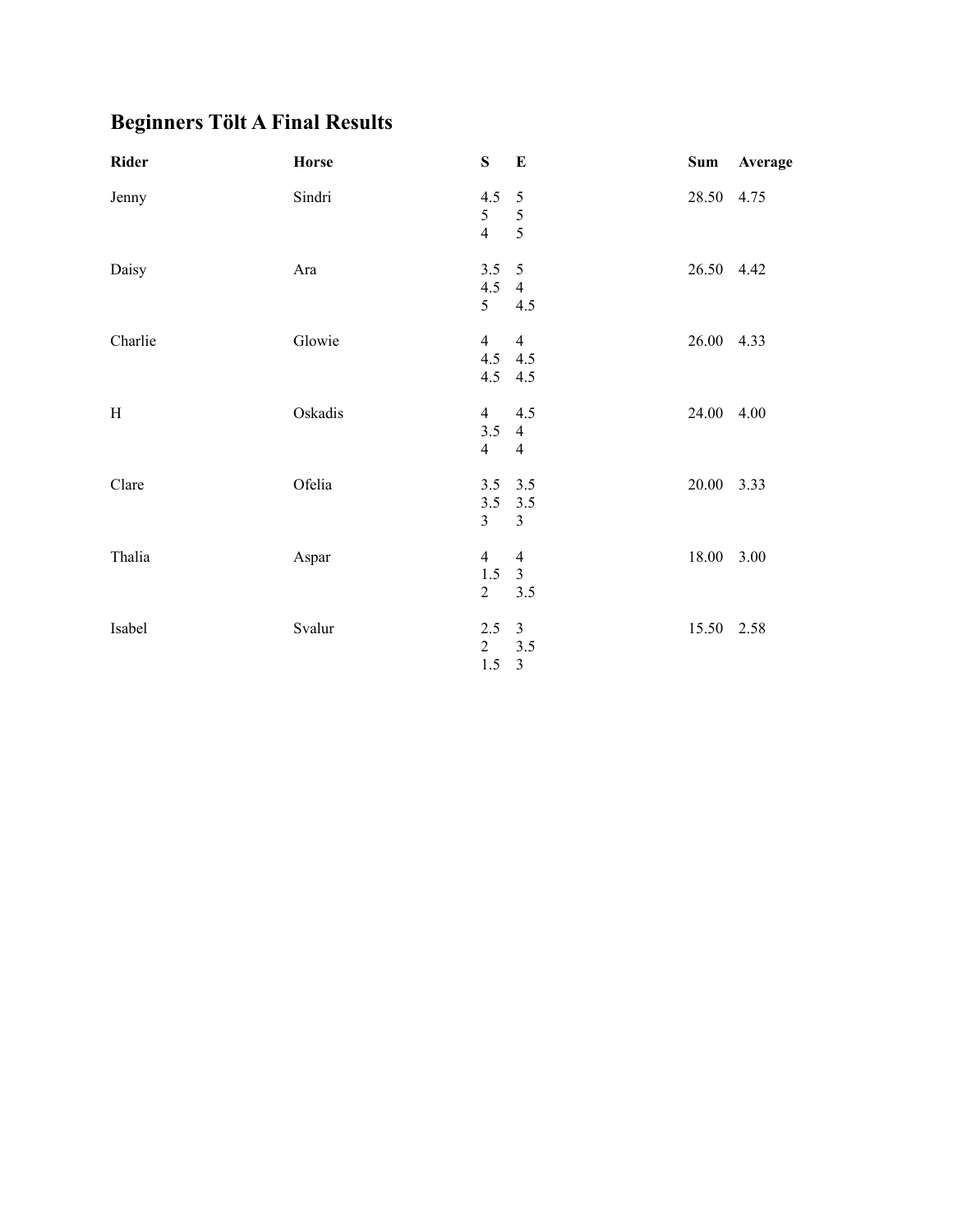## Beginners Tölt A Final Results

| Rider | Horse | S | E | Sum | Average |
|---|---|---|---|---|---|
| Jenny | Sindri | 4.5 | 5 | 28.50 | 4.75 |
| | | 5 | 5 | | |
| | | 4 | 5 | | |
| Daisy | Ara | 3.5 | 5 | 26.50 | 4.42 |
| | | 4.5 | 4 | | |
| | | 5 | 4.5 | | |
| Charlie | Glowie | 4 | 4 | 26.00 | 4.33 |
| | | 4.5 | 4.5 | | |
| | | 4.5 | 4.5 | | |
| H | Oskadis | 4 | 4.5 | 24.00 | 4.00 |
| | | 3.5 | 4 | | |
| | | 4 | 4 | | |
| Clare | Ofelia | 3.5 | 3.5 | 20.00 | 3.33 |
| | | 3.5 | 3.5 | | |
| | | 3 | 3 | | |
| Thalia | Aspar | 4 | 4 | 18.00 | 3.00 |
| | | 1.5 | 3 | | |
| | | 2 | 3.5 | | |
| Isabel | Svalur | 2.5 | 3 | 15.50 | 2.58 |
| | | 2 | 3.5 | | |
| | | 1.5 | 3 | | |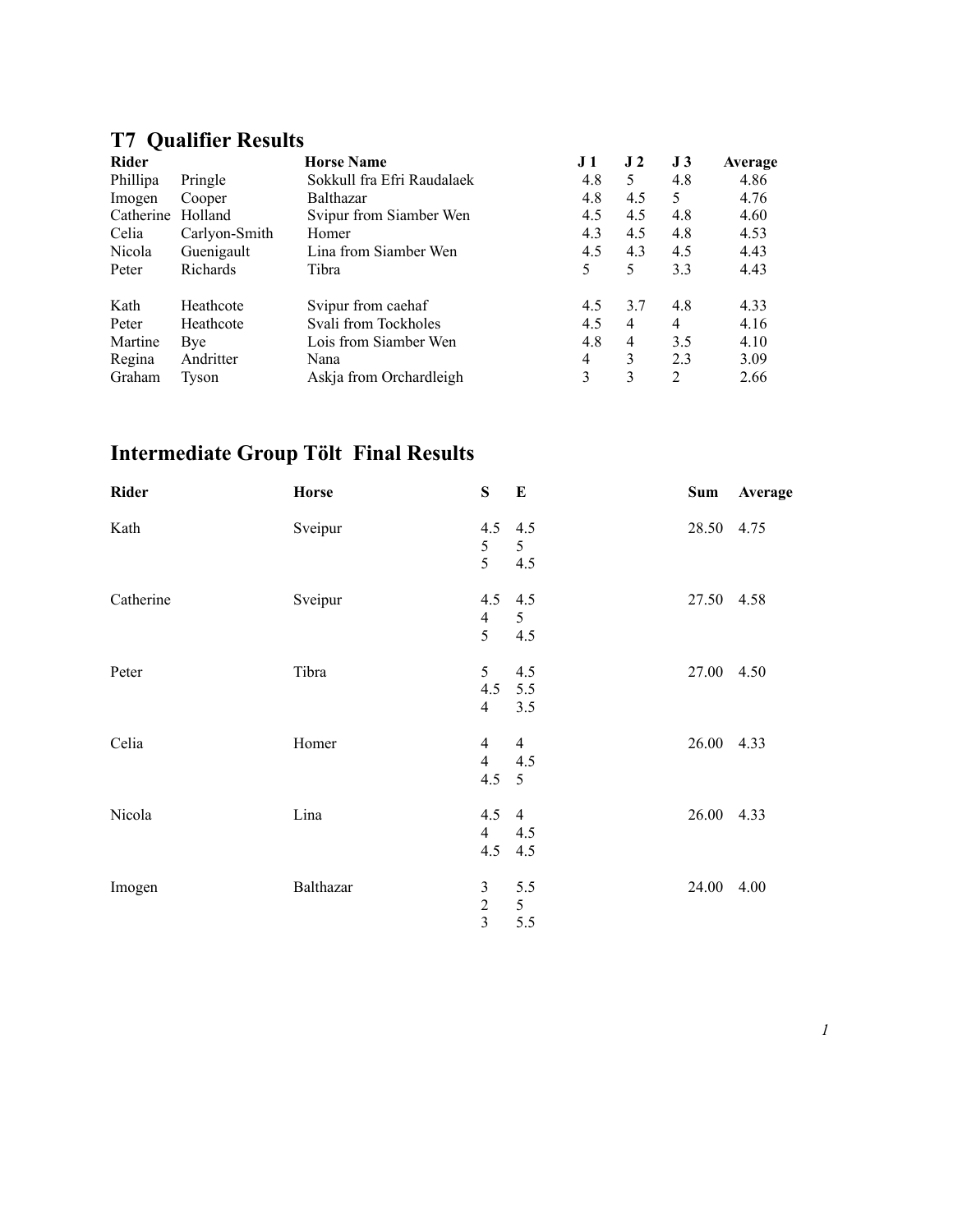## T7 Qualifier Results

| Rider | | Horse Name | J 1 | J 2 | J 3 | Average |
|---|---|---|---|---|---|---|
| Phillipa | Pringle | Sokkull fra Efri Raudalaek | 4.8 | 5 | 4.8 | 4.86 |
| Imogen | Cooper | Balthazar | 4.8 | 4.5 | 5 | 4.76 |
| Catherine | Holland | Svipur from Siamber Wen | 4.5 | 4.5 | 4.8 | 4.60 |
| Celia | Carlyon-Smith | Homer | 4.3 | 4.5 | 4.8 | 4.53 |
| Nicola | Guenigault | Lina from Siamber Wen | 4.5 | 4.3 | 4.5 | 4.43 |
| Peter | Richards | Tibra | 5 | 5 | 3.3 | 4.43 |
| | | | | | | |
| Kath | Heathcote | Svipur from caehaf | 4.5 | 3.7 | 4.8 | 4.33 |
| Peter | Heathcote | Svali from Tockholes | 4.5 | 4 | 4 | 4.16 |
| Martine | Bye | Lois from Siamber Wen | 4.8 | 4 | 3.5 | 4.10 |
| Regina | Andritter | Nana | 4 | 3 | 2.3 | 3.09 |
| Graham | Tyson | Askja from Orchardleigh | 3 | 3 | 2 | 2.66 |

## Intermediate Group Tölt Final Results

| Rider | Horse | S | E | Sum | Average |
|---|---|---|---|---|---|
| Kath | Sveipur | 4.5 | 4.5 | 28.50 | 4.75 |
| | | 5 | 5 | | |
| | | 5 | 4.5 | | |
| Catherine | Sveipur | 4.5 | 4.5 | 27.50 | 4.58 |
| | | 4 | 5 | | |
| | | 5 | 4.5 | | |
| Peter | Tibra | 5 | 4.5 | 27.00 | 4.50 |
| | | 4.5 | 5.5 | | |
| | | 4 | 3.5 | | |
| Celia | Homer | 4 | 4 | 26.00 | 4.33 |
| | | 4 | 4.5 | | |
| | | 4.5 | 5 | | |
| Nicola | Lina | 4.5 | 4 | 26.00 | 4.33 |
| | | 4 | 4.5 | | |
| | | 4.5 | 4.5 | | |
| Imogen | Balthazar | 3 | 5.5 | 24.00 | 4.00 |
| | | 2 | 5 | | |
| | | 3 | 5.5 | | |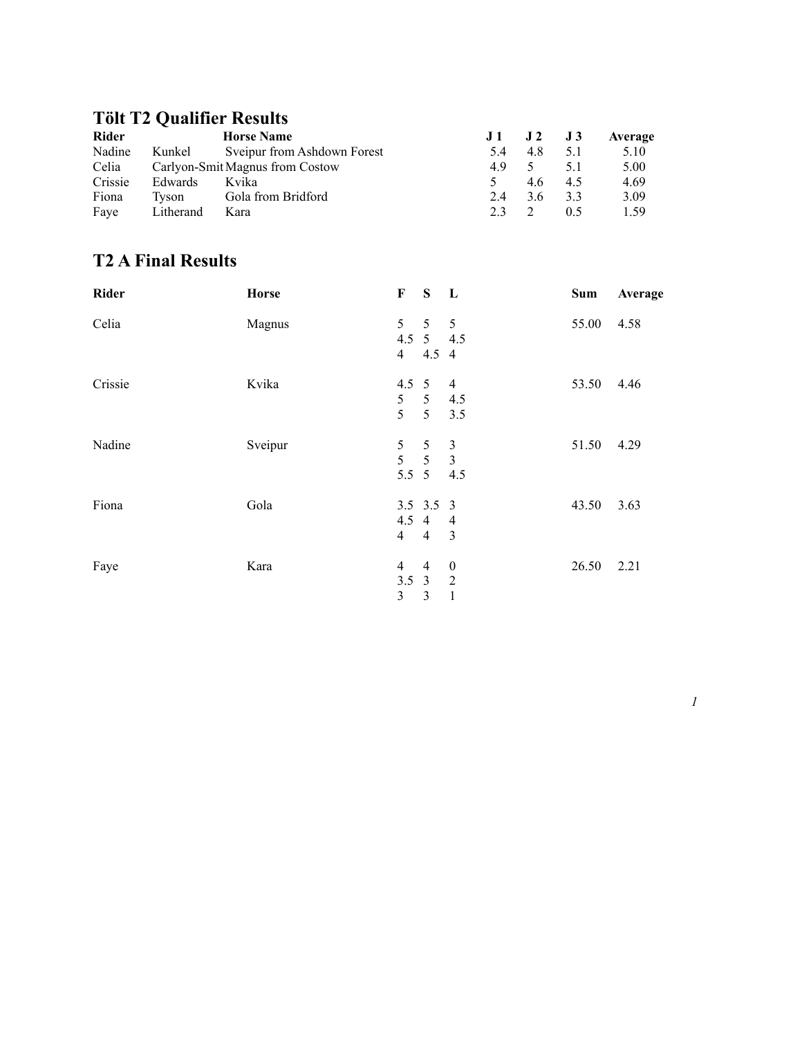## Tölt T2 Qualifier Results

| Rider | | Horse Name | J 1 | J 2 | J 3 | Average |
|---|---|---|---|---|---|---|
| Nadine | Kunkel | Sveipur from Ashdown Forest | 5.4 | 4.8 | 5.1 | 5.10 |
| Celia | Carlyon-Smit | Magnus from Costow | 4.9 | 5 | 5.1 | 5.00 |
| Crissie | Edwards | Kvika | 5 | 4.6 | 4.5 | 4.69 |
| Fiona | Tyson | Gola from Bridford | 2.4 | 3.6 | 3.3 | 3.09 |
| Faye | Litherand | Kara | 2.3 | 2 | 0.5 | 1.59 |

## T2 A Final Results

| Rider | Horse | F | S | L | Sum | Average |
|---|---|---|---|---|---|---|
| Celia | Magnus | 5 | 5 | 5 | 55.00 | 4.58 |
| | | 4.5 | 5 | 4.5 | | |
| | | 4 | 4.5 | 4 | | |
| Crissie | Kvika | 4.5 | 5 | 4 | 53.50 | 4.46 |
| | | 5 | 5 | 4.5 | | |
| | | 5 | 5 | 3.5 | | |
| Nadine | Sveipur | 5 | 5 | 3 | 51.50 | 4.29 |
| | | 5 | 5 | 3 | | |
| | | 5.5 | 5 | 4.5 | | |
| Fiona | Gola | 3.5 | 3.5 | 3 | 43.50 | 3.63 |
| | | 4.5 | 4 | 4 | | |
| | | 4 | 4 | 3 | | |
| Faye | Kara | 4 | 4 | 0 | 26.50 | 2.21 |
| | | 3.5 | 3 | 2 | | |
| | | 3 | 3 | 1 | | |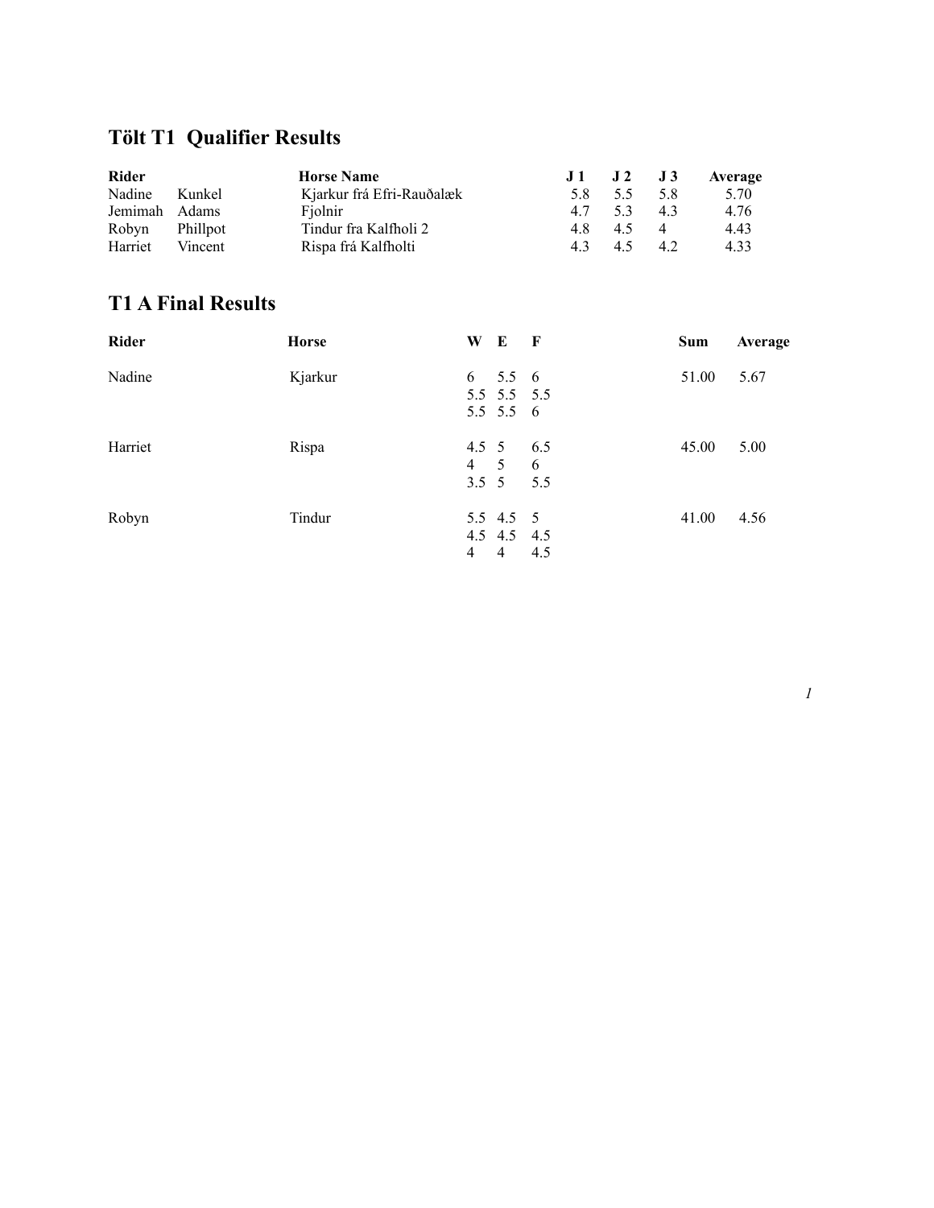## Tölt T1 Qualifier Results

| Rider | | Horse Name | J 1 | J 2 | J 3 | Average |
|---|---|---|---|---|---|---|
| Nadine | Kunkel | Kjarkur frá Efri-Rauðalæk | 5.8 | 5.5 | 5.8 | 5.70 |
| Jemimah | Adams | Fjolnir | 4.7 | 5.3 | 4.3 | 4.76 |
| Robyn | Phillpot | Tindur fra Kalfholi 2 | 4.8 | 4.5 | 4 | 4.43 |
| Harriet | Vincent | Rispa frá Kalfholti | 4.3 | 4.5 | 4.2 | 4.33 |

## T1 A Final Results

| Rider | Horse | W | E | F | Sum | Average |
|---|---|---|---|---|---|---|
| Nadine | Kjarkur | 6 | 5.5 | 6 | 51.00 | 5.67 |
| | | 5.5 | 5.5 | 5.5 | | |
| | | 5.5 | 5.5 | 6 | | |
| Harriet | Rispa | 4.5 | 5 | 6.5 | 45.00 | 5.00 |
| | | 4 | 5 | 6 | | |
| | | 3.5 | 5 | 5.5 | | |
| Robyn | Tindur | 5.5 | 4.5 | 5 | 41.00 | 4.56 |
| | | 4.5 | 4.5 | 4.5 | | |
| | | 4 | 4 | 4.5 | | |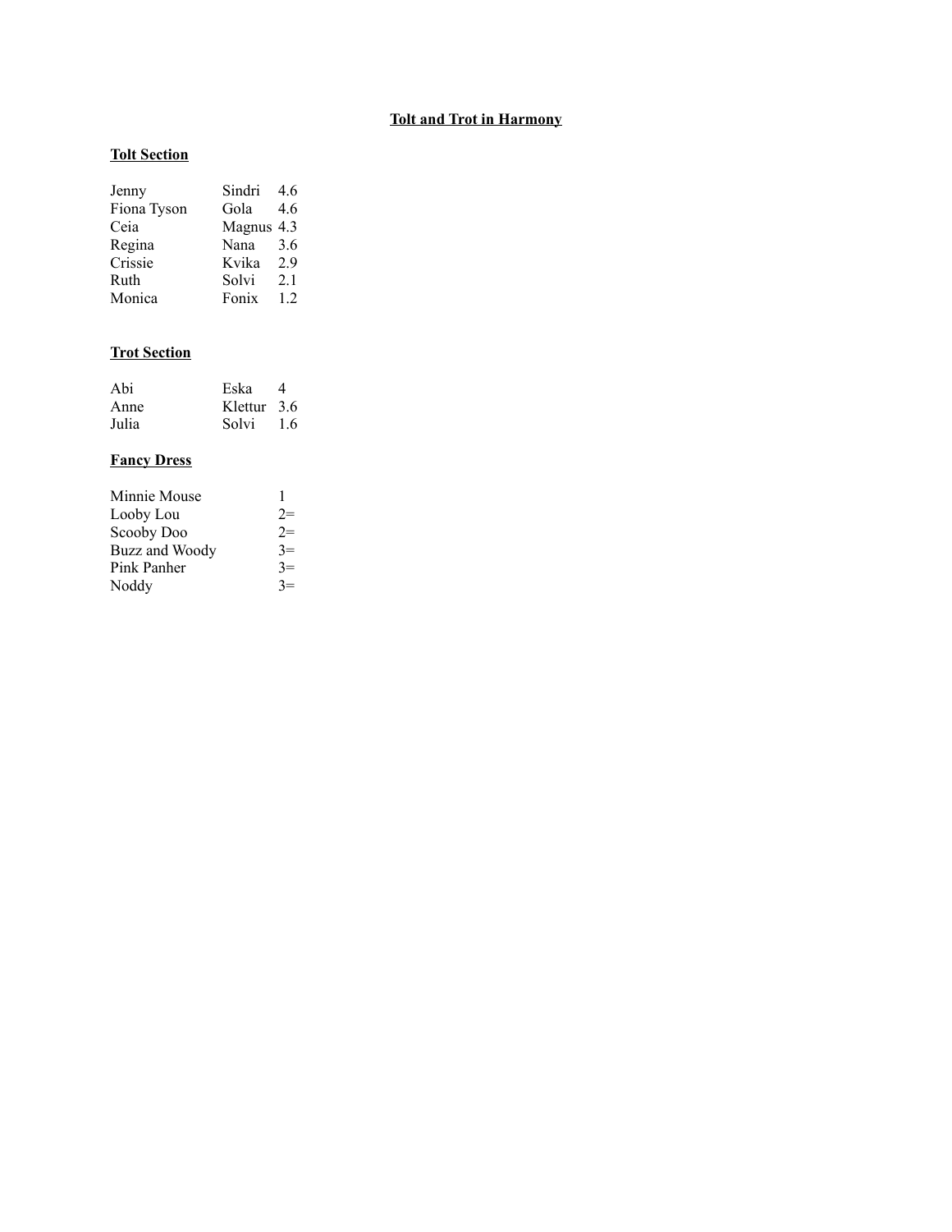## Tolt and Trot in Harmony

### Tolt Section

| | | |
|---|---|---|
| Jenny | Sindri | 4.6 |
| Fiona Tyson | Gola | 4.6 |
| Ceia | Magnus | 4.3 |
| Regina | Nana | 3.6 |
| Crissie | Kvika | 2.9 |
| Ruth | Solvi | 2.1 |
| Monica | Fonix | 1.2 |

### Trot Section

| | | |
|---|---|---|
| Abi | Eska | 4 |
| Anne | Klettur | 3.6 |
| Julia | Solvi | 1.6 |

### Fancy Dress

| | |
|---|---|
| Minnie Mouse | 1 |
| Looby Lou | 2= |
| Scooby Doo | 2= |
| Buzz and Woody | 3= |
| Pink Panher | 3= |
| Noddy | 3= |